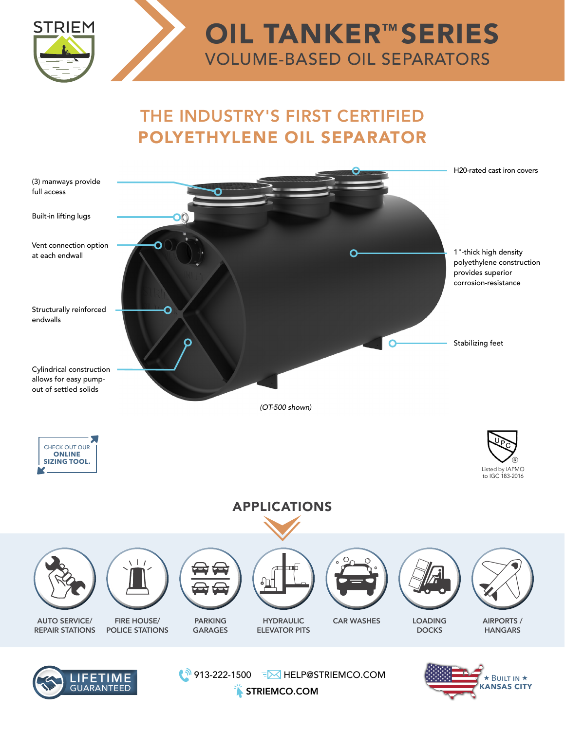STRIEM

# OIL TANKER™ SERIES

## VOLUME-BASED OIL SEPARATORS

## THE INDUSTRY'S FIRST CERTIFIED POLYETHYLENE OIL SEPARATOR

- (3) manways provide full access
- Built-in lifting lugs
- Vent connection option at each endwall
- Structurally reinforced endwalls
- Cylindrical construction allows for easy pump-out of settled solids
- H20-rated cast iron covers
- 1"-thick high density polyethylene construction provides superior corrosion-resistance
- Stabilizing feet

*(OT-500 shown)*

CHECK OUT OUR **ONLINE SIZING TOOL.**

UPC® Listed by IAPMO to IGC 183-2016

## APPLICATIONS

- AUTO SERVICE/ REPAIR STATIONS
- FIRE HOUSE/ POLICE STATIONS
- PARKING GARAGES
- HYDRAULIC ELEVATOR PITS
- CAR WASHES
- LOADING DOCKS
- AIRPORTS / HANGARS

LIFETIME GUARANTEED

913-222-1500 HELP@STRIEMCO.COM STRIEMCO.COM

★ BUILT IN ★ KANSAS CITY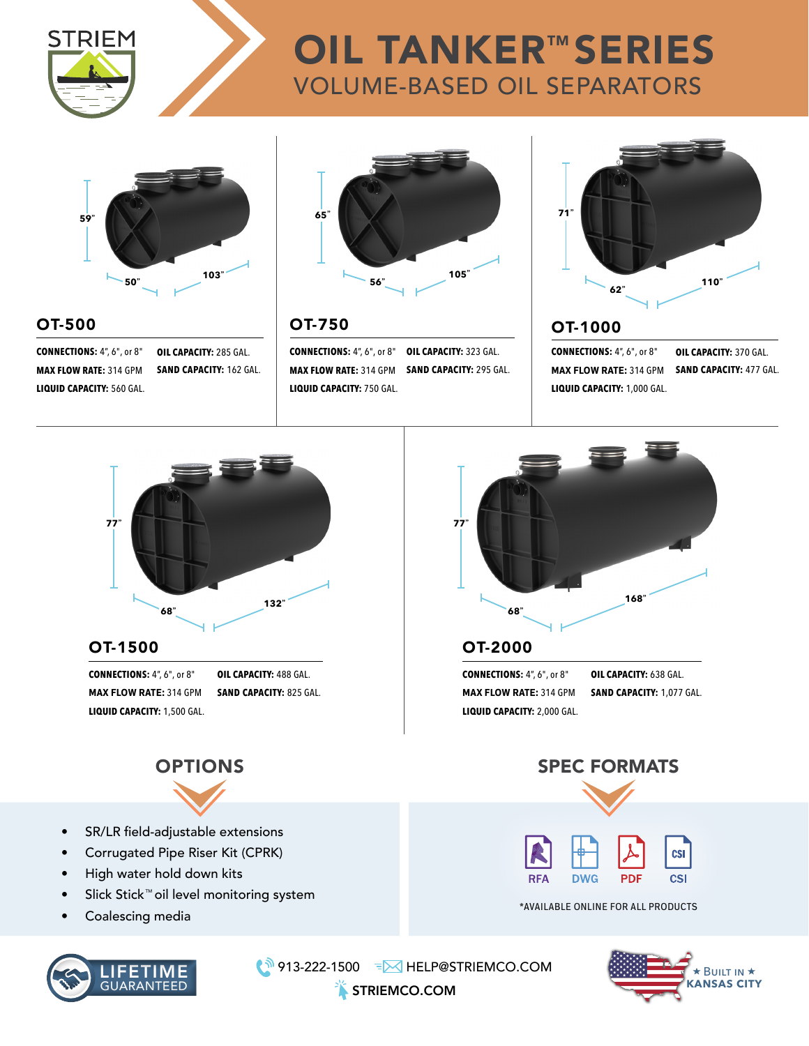# OIL TANKER™ SERIES

## VOLUME-BASED OIL SEPARATORS

59"
50"
103"

### OT-500

**CONNECTIONS:** 4", 6", or 8"
**OIL CAPACITY:** 285 GAL.
**MAX FLOW RATE:** 314 GPM
**SAND CAPACITY:** 162 GAL.
**LIQUID CAPACITY:** 560 GAL.

65"
56"
105"

### OT-750

**CONNECTIONS:** 4", 6", or 8"
**OIL CAPACITY:** 323 GAL.
**MAX FLOW RATE:** 314 GPM
**SAND CAPACITY:** 295 GAL.
**LIQUID CAPACITY:** 750 GAL.

71"
62"
110"

### OT-1000

**CONNECTIONS:** 4", 6", or 8"
**OIL CAPACITY:** 370 GAL.
**MAX FLOW RATE:** 314 GPM
**SAND CAPACITY:** 477 GAL.
**LIQUID CAPACITY:** 1,000 GAL.

77"
68"
132"

### OT-1500

**CONNECTIONS:** 4", 6", or 8"
**OIL CAPACITY:** 488 GAL.
**MAX FLOW RATE:** 314 GPM
**SAND CAPACITY:** 825 GAL.
**LIQUID CAPACITY:** 1,500 GAL.

77"
68"
168"

### OT-2000

**CONNECTIONS:** 4", 6", or 8"
**OIL CAPACITY:** 638 GAL.
**MAX FLOW RATE:** 314 GPM
**SAND CAPACITY:** 1,077 GAL.
**LIQUID CAPACITY:** 2,000 GAL.

## OPTIONS

- SR/LR field-adjustable extensions
- Corrugated Pipe Riser Kit (CPRK)
- High water hold down kits
- Slick Stick™ oil level monitoring system
- Coalescing media

## SPEC FORMATS

RFA DWG PDF CSI

*AVAILABLE ONLINE FOR ALL PRODUCTS

LIFETIME GUARANTEED

913-222-1500 HELP@STRIEMCO.COM
STRIEMCO.COM

★ BUILT IN ★ KANSAS CITY